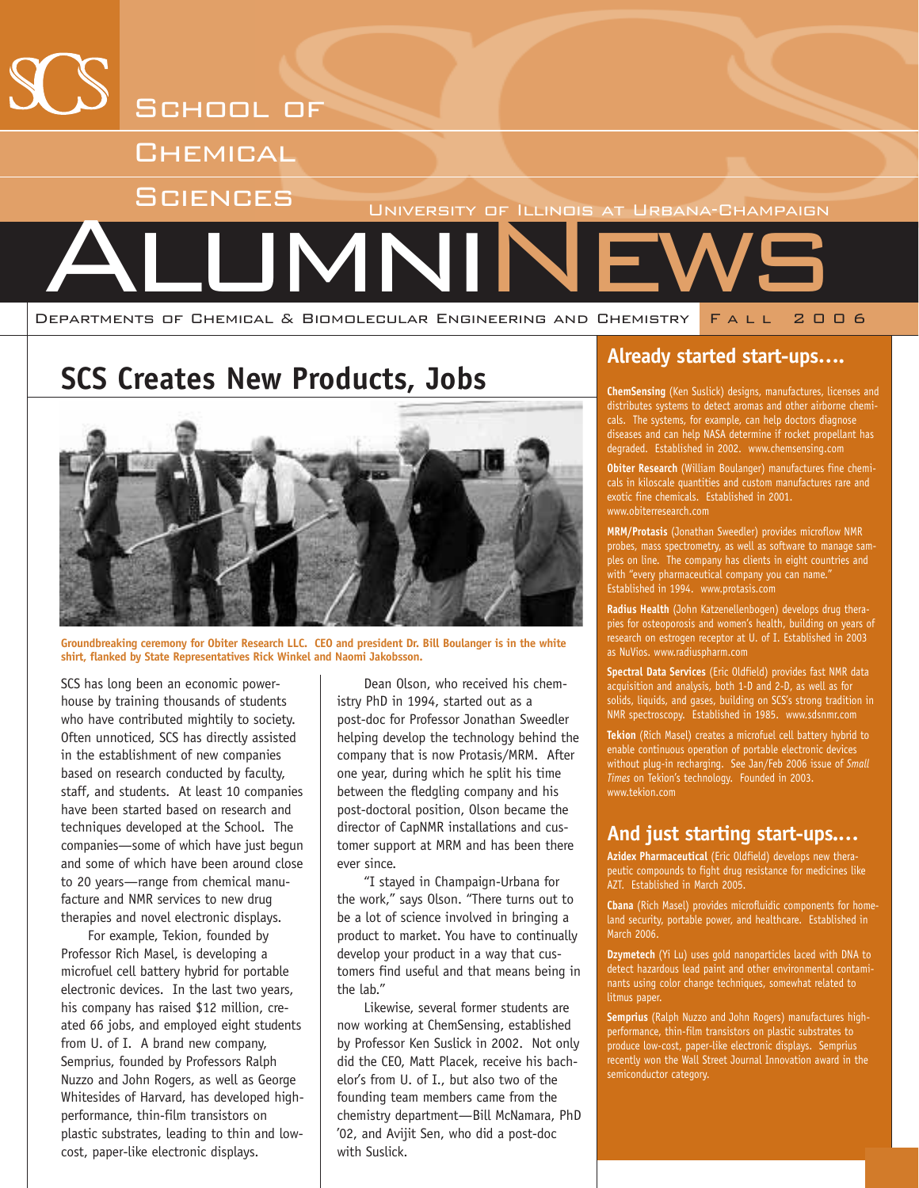# School of Chemical Sciences

University of Illinois at Urbana-Champaign

# Alumni News

Departments of Chemical & Biomolecular Engineering and Chemistry — Fall 2006

## SCS Creates New Products, Jobs

**Groundbreaking ceremony for Obiter Research LLC. CEO and president Dr. Bill Boulanger is in the white shirt, flanked by State Representatives Rick Winkel and Naomi Jakobsson.**

SCS has long been an economic powerhouse by training thousands of students who have contributed mightily to society. Often unnoticed, SCS has directly assisted in the establishment of new companies based on research conducted by faculty, staff, and students. At least 10 companies have been started based on research and techniques developed at the School. The companies—some of which have just begun and some of which have been around close to 20 years—range from chemical manufacture and NMR services to new drug therapies and novel electronic displays.

For example, Tekion, founded by Professor Rich Masel, is developing a microfuel cell battery hybrid for portable electronic devices. In the last two years, his company has raised $12 million, created 66 jobs, and employed eight students from U. of I. A brand new company, Semprius, founded by Professors Ralph Nuzzo and John Rogers, as well as George Whitesides of Harvard, has developed high-performance, thin-film transistors on plastic substrates, leading to thin and low-cost, paper-like electronic displays.

Dean Olson, who received his chemistry PhD in 1994, started out as a post-doc for Professor Jonathan Sweedler helping develop the technology behind the company that is now Protasis/MRM. After one year, during which he split his time between the fledgling company and his post-doctoral position, Olson became the director of CapNMR installations and customer support at MRM and has been there ever since.

"I stayed in Champaign-Urbana for the work," says Olson. "There turns out to be a lot of science involved in bringing a product to market. You have to continually develop your product in a way that customers find useful and that means being in the lab."

Likewise, several former students are now working at ChemSensing, established by Professor Ken Suslick in 2002. Not only did the CEO, Matt Placek, receive his bachelor's from U. of I., but also two of the founding team members came from the chemistry department—Bill McNamara, PhD '02, and Avijit Sen, who did a post-doc with Suslick.

## Already started start-ups....

**ChemSensing** (Ken Suslick) designs, manufactures, licenses and distributes systems to detect aromas and other airborne chemicals. The systems, for example, can help doctors diagnose diseases and can help NASA determine if rocket propellant has degraded. Established in 2002. www.chemsensing.com

**Obiter Research** (William Boulanger) manufactures fine chemicals in kiloscale quantities and custom manufactures rare and exotic fine chemicals. Established in 2001. www.obiterresearch.com

**MRM/Protasis** (Jonathan Sweedler) provides microflow NMR probes, mass spectrometry, as well as software to manage samples on line. The company has clients in eight countries and with "every pharmaceutical company you can name." Established in 1994. www.protasis.com

**Radius Health** (John Katzenellenbogen) develops drug therapies for osteoporosis and women's health, building on years of research on estrogen receptor at U. of I. Established in 2003 as NuVios. www.radiuspharm.com

**Spectral Data Services** (Eric Oldfield) provides fast NMR data acquisition and analysis, both 1-D and 2-D, as well as for solids, liquids, and gases, building on SCS's strong tradition in NMR spectroscopy. Established in 1985. www.sdsnmr.com

**Tekion** (Rich Masel) creates a microfuel cell battery hybrid to enable continuous operation of portable electronic devices without plug-in recharging. See Jan/Feb 2006 issue of *Small Times* on Tekion's technology. Founded in 2003. www.tekion.com

## And just starting start-ups....

**Azidex Pharmaceutical** (Eric Oldfield) develops new therapeutic compounds to fight drug resistance for medicines like AZT. Established in March 2005.

**Cbana** (Rich Masel) provides microfluidic components for homeland security, portable power, and healthcare. Established in March 2006.

**Dzymetech** (Yi Lu) uses gold nanoparticles laced with DNA to detect hazardous lead paint and other environmental contaminants using color change techniques, somewhat related to litmus paper.

**Semprius** (Ralph Nuzzo and John Rogers) manufactures high-performance, thin-film transistors on plastic substrates to produce low-cost, paper-like electronic displays. Semprius recently won the Wall Street Journal Innovation award in the semiconductor category.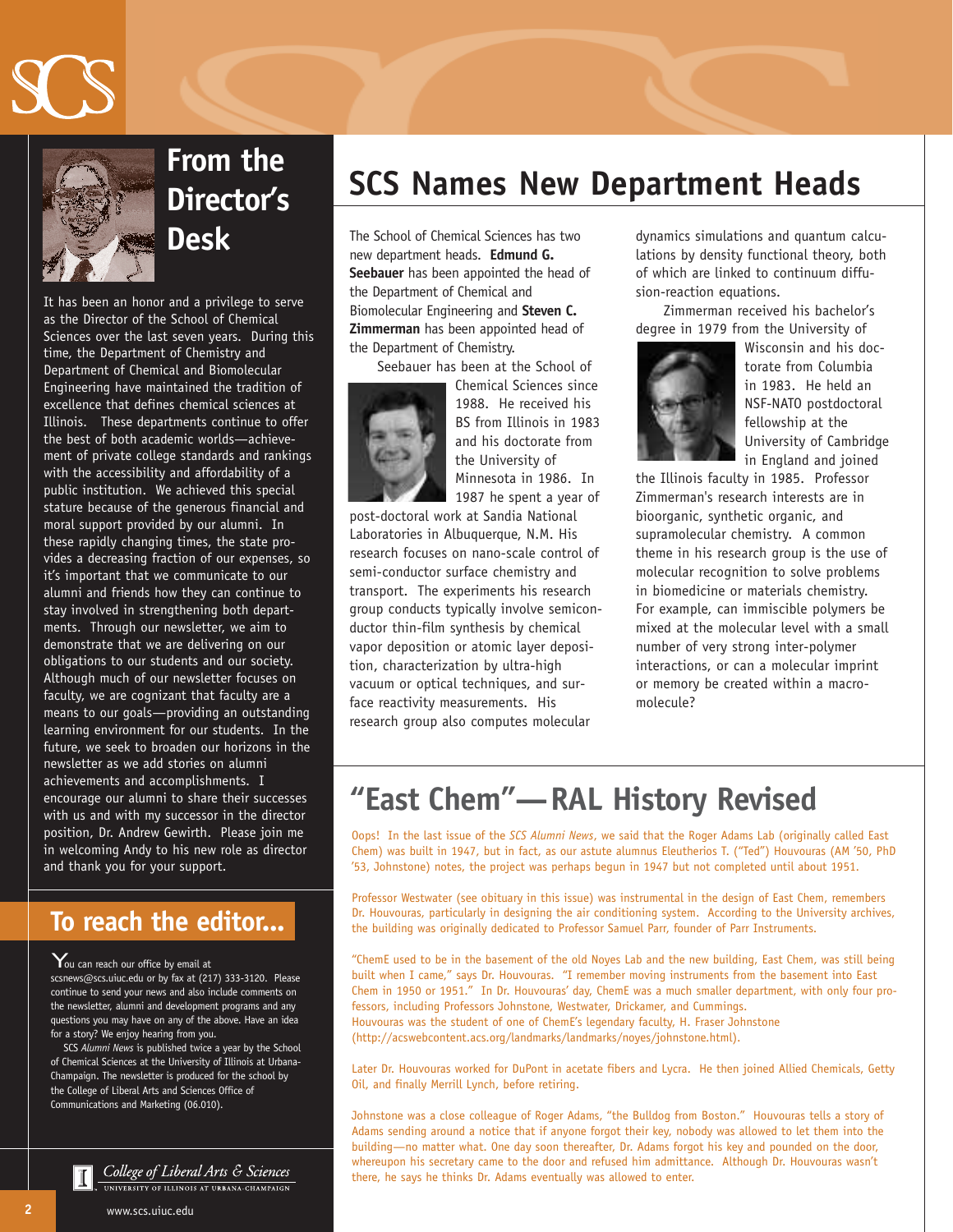## From the Director's Desk

It has been an honor and a privilege to serve as the Director of the School of Chemical Sciences over the last seven years. During this time, the Department of Chemistry and Department of Chemical and Biomolecular Engineering have maintained the tradition of excellence that defines chemical sciences at Illinois. These departments continue to offer the best of both academic worlds—achievement of private college standards and rankings with the accessibility and affordability of a public institution. We achieved this special stature because of the generous financial and moral support provided by our alumni. In these rapidly changing times, the state provides a decreasing fraction of our expenses, so it's important that we communicate to our alumni and friends how they can continue to stay involved in strengthening both departments. Through our newsletter, we aim to demonstrate that we are delivering on our obligations to our students and our society. Although much of our newsletter focuses on faculty, we are cognizant that faculty are a means to our goals—providing an outstanding learning environment for our students. In the future, we seek to broaden our horizons in the newsletter as we add stories on alumni achievements and accomplishments. I encourage our alumni to share their successes with us and with my successor in the director position, Dr. Andrew Gewirth. Please join me in welcoming Andy to his new role as director and thank you for your support.

## To reach the editor...

You can reach our office by email at scsnews@scs.uiuc.edu or by fax at (217) 333-3120. Please continue to send your news and also include comments on the newsletter, alumni and development programs and any questions you may have on any of the above. Have an idea for a story? We enjoy hearing from you.

SCS *Alumni News* is published twice a year by the School of Chemical Sciences at the University of Illinois at Urbana-Champaign. The newsletter is produced for the school by the College of Liberal Arts and Sciences Office of Communications and Marketing (06.010).

*College of Liberal Arts & Sciences*
UNIVERSITY OF ILLINOIS AT URBANA-CHAMPAIGN

www.scs.uiuc.edu

# SCS Names New Department Heads

The School of Chemical Sciences has two new department heads. **Edmund G. Seebauer** has been appointed the head of the Department of Chemical and Biomolecular Engineering and **Steven C. Zimmerman** has been appointed head of the Department of Chemistry.

Seebauer has been at the School of Chemical Sciences since 1988. He received his BS from Illinois in 1983 and his doctorate from the University of Minnesota in 1986. In 1987 he spent a year of post-doctoral work at Sandia National Laboratories in Albuquerque, N.M. His research focuses on nano-scale control of semi-conductor surface chemistry and transport. The experiments his research group conducts typically involve semiconductor thin-film synthesis by chemical vapor deposition or atomic layer deposition, characterization by ultra-high vacuum or optical techniques, and surface reactivity measurements. His research group also computes molecular dynamics simulations and quantum calculations by density functional theory, both of which are linked to continuum diffusion-reaction equations.

Zimmerman received his bachelor's degree in 1979 from the University of Wisconsin and his doctorate from Columbia in 1983. He held an NSF-NATO postdoctoral fellowship at the University of Cambridge in England and joined the Illinois faculty in 1985. Professor Zimmerman's research interests are in bioorganic, synthetic organic, and supramolecular chemistry. A common theme in his research group is the use of molecular recognition to solve problems in biomedicine or materials chemistry. For example, can immiscible polymers be mixed at the molecular level with a small number of very strong inter-polymer interactions, or can a molecular imprint or memory be created within a macromolecule?

# "East Chem"—RAL History Revised

Oops! In the last issue of the *SCS Alumni News*, we said that the Roger Adams Lab (originally called East Chem) was built in 1947, but in fact, as our astute alumnus Eleutherios T. ("Ted") Houvouras (AM '50, PhD '53, Johnstone) notes, the project was perhaps begun in 1947 but not completed until about 1951.

Professor Westwater (see obituary in this issue) was instrumental in the design of East Chem, remembers Dr. Houvouras, particularly in designing the air conditioning system. According to the University archives, the building was originally dedicated to Professor Samuel Parr, founder of Parr Instruments.

"ChemE used to be in the basement of the old Noyes Lab and the new building, East Chem, was still being built when I came," says Dr. Houvouras. "I remember moving instruments from the basement into East Chem in 1950 or 1951." In Dr. Houvouras' day, ChemE was a much smaller department, with only four professors, including Professors Johnstone, Westwater, Drickamer, and Cummings.
Houvouras was the student of one of ChemE's legendary faculty, H. Fraser Johnstone (http://acswebcontent.acs.org/landmarks/landmarks/noyes/johnstone.html).

Later Dr. Houvouras worked for DuPont in acetate fibers and Lycra. He then joined Allied Chemicals, Getty Oil, and finally Merrill Lynch, before retiring.

Johnstone was a close colleague of Roger Adams, "the Bulldog from Boston." Houvouras tells a story of Adams sending around a notice that if anyone forgot their key, nobody was allowed to let them into the building—no matter what. One day soon thereafter, Dr. Adams forgot his key and pounded on the door, whereupon his secretary came to the door and refused him admittance. Although Dr. Houvouras wasn't there, he says he thinks Dr. Adams eventually was allowed to enter.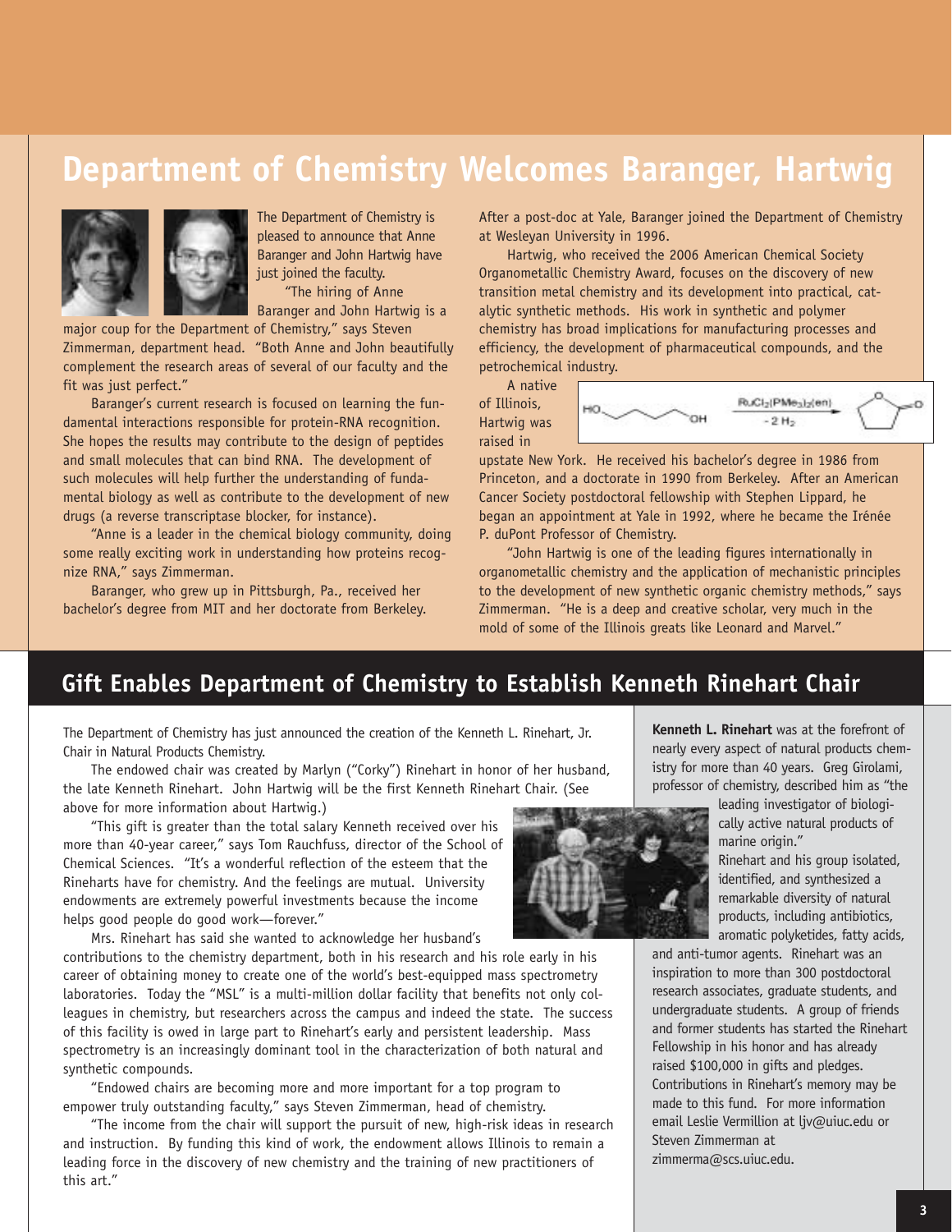# Department of Chemistry Welcomes Baranger, Hartwig

The Department of Chemistry is pleased to announce that Anne Baranger and John Hartwig have just joined the faculty.

"The hiring of Anne Baranger and John Hartwig is a major coup for the Department of Chemistry," says Steven Zimmerman, department head. "Both Anne and John beautifully complement the research areas of several of our faculty and the fit was just perfect."

Baranger's current research is focused on learning the fundamental interactions responsible for protein-RNA recognition. She hopes the results may contribute to the design of peptides and small molecules that can bind RNA. The development of such molecules will help further the understanding of fundamental biology as well as contribute to the development of new drugs (a reverse transcriptase blocker, for instance).

"Anne is a leader in the chemical biology community, doing some really exciting work in understanding how proteins recognize RNA," says Zimmerman.

Baranger, who grew up in Pittsburgh, Pa., received her bachelor's degree from MIT and her doctorate from Berkeley. After a post-doc at Yale, Baranger joined the Department of Chemistry at Wesleyan University in 1996.

Hartwig, who received the 2006 American Chemical Society Organometallic Chemistry Award, focuses on the discovery of new transition metal chemistry and its development into practical, catalytic synthetic methods. His work in synthetic and polymer chemistry has broad implications for manufacturing processes and efficiency, the development of pharmaceutical compounds, and the petrochemical industry.

A native of Illinois, Hartwig was raised in upstate New York. He received his bachelor's degree in 1986 from Princeton, and a doctorate in 1990 from Berkeley. After an American Cancer Society postdoctoral fellowship with Stephen Lippard, he began an appointment at Yale in 1992, where he became the Irénée P. duPont Professor of Chemistry.

HO–(CH$_2$)$_4$–OH $\xrightarrow[-2\,H_2]{RuCl_2(PMe_3)_2(en)}$ γ-butyrolactone

"John Hartwig is one of the leading figures internationally in organometallic chemistry and the application of mechanistic principles to the development of new synthetic organic chemistry methods," says Zimmerman. "He is a deep and creative scholar, very much in the mold of some of the Illinois greats like Leonard and Marvel."

## Gift Enables Department of Chemistry to Establish Kenneth Rinehart Chair

The Department of Chemistry has just announced the creation of the Kenneth L. Rinehart, Jr. Chair in Natural Products Chemistry.

The endowed chair was created by Marlyn ("Corky") Rinehart in honor of her husband, the late Kenneth Rinehart. John Hartwig will be the first Kenneth Rinehart Chair. (See above for more information about Hartwig.)

"This gift is greater than the total salary Kenneth received over his more than 40-year career," says Tom Rauchfuss, director of the School of Chemical Sciences. "It's a wonderful reflection of the esteem that the Rineharts have for chemistry. And the feelings are mutual. University endowments are extremely powerful investments because the income helps good people do good work—forever."

Mrs. Rinehart has said she wanted to acknowledge her husband's contributions to the chemistry department, both in his research and his role early in his career of obtaining money to create one of the world's best-equipped mass spectrometry laboratories. Today the "MSL" is a multi-million dollar facility that benefits not only colleagues in chemistry, but researchers across the campus and indeed the state. The success of this facility is owed in large part to Rinehart's early and persistent leadership. Mass spectrometry is an increasingly dominant tool in the characterization of both natural and synthetic compounds.

"Endowed chairs are becoming more and more important for a top program to empower truly outstanding faculty," says Steven Zimmerman, head of chemistry.

"The income from the chair will support the pursuit of new, high-risk ideas in research and instruction. By funding this kind of work, the endowment allows Illinois to remain a leading force in the discovery of new chemistry and the training of new practitioners of this art."

**Kenneth L. Rinehart** was at the forefront of nearly every aspect of natural products chemistry for more than 40 years. Greg Girolami, professor of chemistry, described him as "the leading investigator of biologically active natural products of marine origin."

Rinehart and his group isolated, identified, and synthesized a remarkable diversity of natural products, including antibiotics, aromatic polyketides, fatty acids, and anti-tumor agents. Rinehart was an inspiration to more than 300 postdoctoral research associates, graduate students, and undergraduate students. A group of friends and former students has started the Rinehart Fellowship in his honor and has already raised $100,000 in gifts and pledges. Contributions in Rinehart's memory may be made to this fund. For more information email Leslie Vermillion at ljv@uiuc.edu or Steven Zimmerman at zimmerma@scs.uiuc.edu.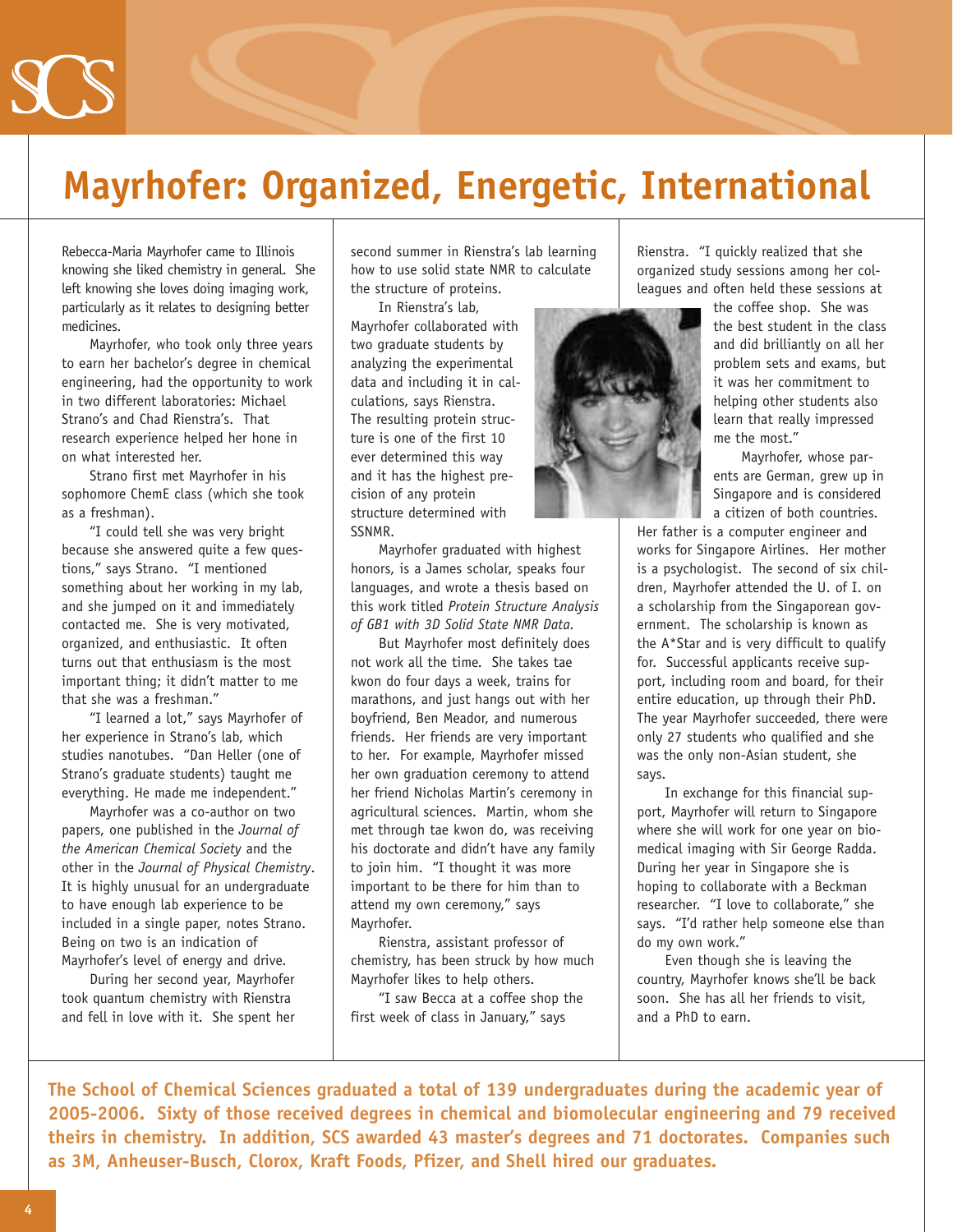# Mayrhofer: Organized, Energetic, International

Rebecca-Maria Mayrhofer came to Illinois knowing she liked chemistry in general. She left knowing she loves doing imaging work, particularly as it relates to designing better medicines.

Mayrhofer, who took only three years to earn her bachelor's degree in chemical engineering, had the opportunity to work in two different laboratories: Michael Strano's and Chad Rienstra's. That research experience helped her hone in on what interested her.

Strano first met Mayrhofer in his sophomore ChemE class (which she took as a freshman).

"I could tell she was very bright because she answered quite a few questions," says Strano. "I mentioned something about her working in my lab, and she jumped on it and immediately contacted me. She is very motivated, organized, and enthusiastic. It often turns out that enthusiasm is the most important thing; it didn't matter to me that she was a freshman."

"I learned a lot," says Mayrhofer of her experience in Strano's lab, which studies nanotubes. "Dan Heller (one of Strano's graduate students) taught me everything. He made me independent."

Mayrhofer was a co-author on two papers, one published in the *Journal of the American Chemical Society* and the other in the *Journal of Physical Chemistry*. It is highly unusual for an undergraduate to have enough lab experience to be included in a single paper, notes Strano. Being on two is an indication of Mayrhofer's level of energy and drive.

During her second year, Mayrhofer took quantum chemistry with Rienstra and fell in love with it. She spent her second summer in Rienstra's lab learning how to use solid state NMR to calculate the structure of proteins.

In Rienstra's lab, Mayrhofer collaborated with two graduate students by analyzing the experimental data and including it in calculations, says Rienstra. The resulting protein structure is one of the first 10 ever determined this way and it has the highest precision of any protein structure determined with SSNMR.

Mayrhofer graduated with highest honors, is a James scholar, speaks four languages, and wrote a thesis based on this work titled *Protein Structure Analysis of GB1 with 3D Solid State NMR Data*.

But Mayrhofer most definitely does not work all the time. She takes tae kwon do four days a week, trains for marathons, and just hangs out with her boyfriend, Ben Meador, and numerous friends. Her friends are very important to her. For example, Mayrhofer missed her own graduation ceremony to attend her friend Nicholas Martin's ceremony in agricultural sciences. Martin, whom she met through tae kwon do, was receiving his doctorate and didn't have any family to join him. "I thought it was more important to be there for him than to attend my own ceremony," says Mayrhofer.

Rienstra, assistant professor of chemistry, has been struck by how much Mayrhofer likes to help others.

"I saw Becca at a coffee shop the first week of class in January," says Rienstra. "I quickly realized that she organized study sessions among her colleagues and often held these sessions at the coffee shop. She was the best student in the class and did brilliantly on all her problem sets and exams, but it was her commitment to helping other students also learn that really impressed me the most."

Mayrhofer, whose parents are German, grew up in Singapore and is considered a citizen of both countries. Her father is a computer engineer and works for Singapore Airlines. Her mother is a psychologist. The second of six children, Mayrhofer attended the U. of I. on a scholarship from the Singaporean government. The scholarship is known as the A*Star and is very difficult to qualify for. Successful applicants receive support, including room and board, for their entire education, up through their PhD. The year Mayrhofer succeeded, there were only 27 students who qualified and she was the only non-Asian student, she says.

In exchange for this financial support, Mayrhofer will return to Singapore where she will work for one year on biomedical imaging with Sir George Radda. During her year in Singapore she is hoping to collaborate with a Beckman researcher. "I love to collaborate," she says. "I'd rather help someone else than do my own work."

Even though she is leaving the country, Mayrhofer knows she'll be back soon. She has all her friends to visit, and a PhD to earn.

**The School of Chemical Sciences graduated a total of 139 undergraduates during the academic year of 2005-2006. Sixty of those received degrees in chemical and biomolecular engineering and 79 received theirs in chemistry. In addition, SCS awarded 43 master's degrees and 71 doctorates. Companies such as 3M, Anheuser-Busch, Clorox, Kraft Foods, Pfizer, and Shell hired our graduates.**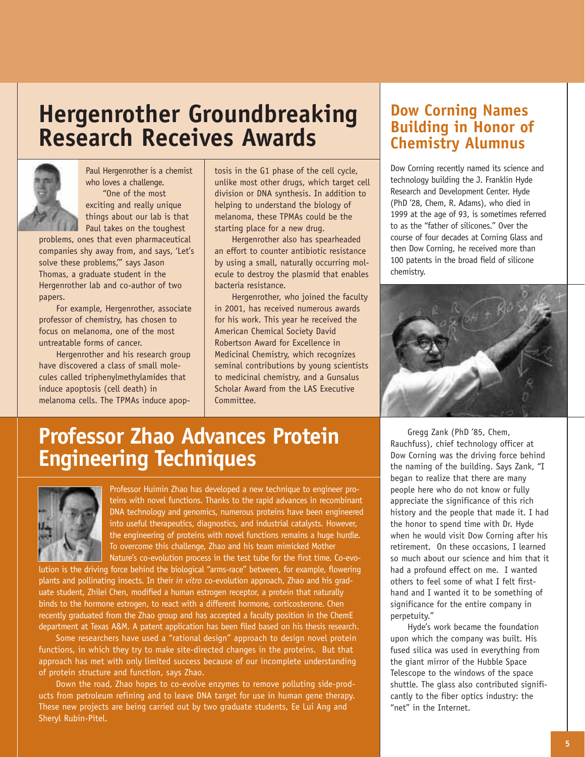# Hergenrother Groundbreaking Research Receives Awards

Paul Hergenrother is a chemist who loves a challenge.

"One of the most exciting and really unique things about our lab is that Paul takes on the toughest problems, ones that even pharmaceutical companies shy away from, and says, 'Let's solve these problems,'" says Jason Thomas, a graduate student in the Hergenrother lab and co-author of two papers.

For example, Hergenrother, associate professor of chemistry, has chosen to focus on melanoma, one of the most untreatable forms of cancer.

Hergenrother and his research group have discovered a class of small molecules called triphenylmethylamides that induce apoptosis (cell death) in melanoma cells. The TPMAs induce apoptosis in the G1 phase of the cell cycle, unlike most other drugs, which target cell division or DNA synthesis. In addition to helping to understand the biology of melanoma, these TPMAs could be the starting place for a new drug.

Hergenrother also has spearheaded an effort to counter antibiotic resistance by using a small, naturally occurring molecule to destroy the plasmid that enables bacteria resistance.

Hergenrother, who joined the faculty in 2001, has received numerous awards for his work. This year he received the American Chemical Society David Robertson Award for Excellence in Medicinal Chemistry, which recognizes seminal contributions by young scientists to medicinal chemistry, and a Gunsalus Scholar Award from the LAS Executive Committee.

# Professor Zhao Advances Protein Engineering Techniques

Professor Huimin Zhao has developed a new technique to engineer proteins with novel functions. Thanks to the rapid advances in recombinant DNA technology and genomics, numerous proteins have been engineered into useful therapeutics, diagnostics, and industrial catalysts. However, the engineering of proteins with novel functions remains a huge hurdle. To overcome this challenge, Zhao and his team mimicked Mother Nature's co-evolution process in the test tube for the first time. Co-evolution is the driving force behind the biological "arms-race" between, for example, flowering plants and pollinating insects. In their *in vitro* co-evolution approach, Zhao and his graduate student, Zhilei Chen, modified a human estrogen receptor, a protein that naturally binds to the hormone estrogen, to react with a different hormone, corticosterone. Chen recently graduated from the Zhao group and has accepted a faculty position in the ChemE department at Texas A&M. A patent application has been filed based on his thesis research.

Some researchers have used a "rational design" approach to design novel protein functions, in which they try to make site-directed changes in the proteins. But that approach has met with only limited success because of our incomplete understanding of protein structure and function, says Zhao.

Down the road, Zhao hopes to co-evolve enzymes to remove polluting side-products from petroleum refining and to leave DNA target for use in human gene therapy. These new projects are being carried out by two graduate students, Ee Lui Ang and Sheryl Rubin-Pitel.

## Dow Corning Names Building in Honor of Chemistry Alumnus

Dow Corning recently named its science and technology building the J. Franklin Hyde Research and Development Center. Hyde (PhD '28, Chem, R. Adams), who died in 1999 at the age of 93, is sometimes referred to as the "father of silicones." Over the course of four decades at Corning Glass and then Dow Corning, he received more than 100 patents in the broad field of silicone chemistry.

Gregg Zank (PhD '85, Chem, Rauchfuss), chief technology officer at Dow Corning was the driving force behind the naming of the building. Says Zank, "I began to realize that there are many people here who do not know or fully appreciate the significance of this rich history and the people that made it. I had the honor to spend time with Dr. Hyde when he would visit Dow Corning after his retirement. On these occasions, I learned so much about our science and him that it had a profound effect on me. I wanted others to feel some of what I felt first-hand and I wanted it to be something of significance for the entire company in perpetuity."

Hyde's work became the foundation upon which the company was built. His fused silica was used in everything from the giant mirror of the Hubble Space Telescope to the windows of the space shuttle. The glass also contributed significantly to the fiber optics industry: the "net" in the Internet.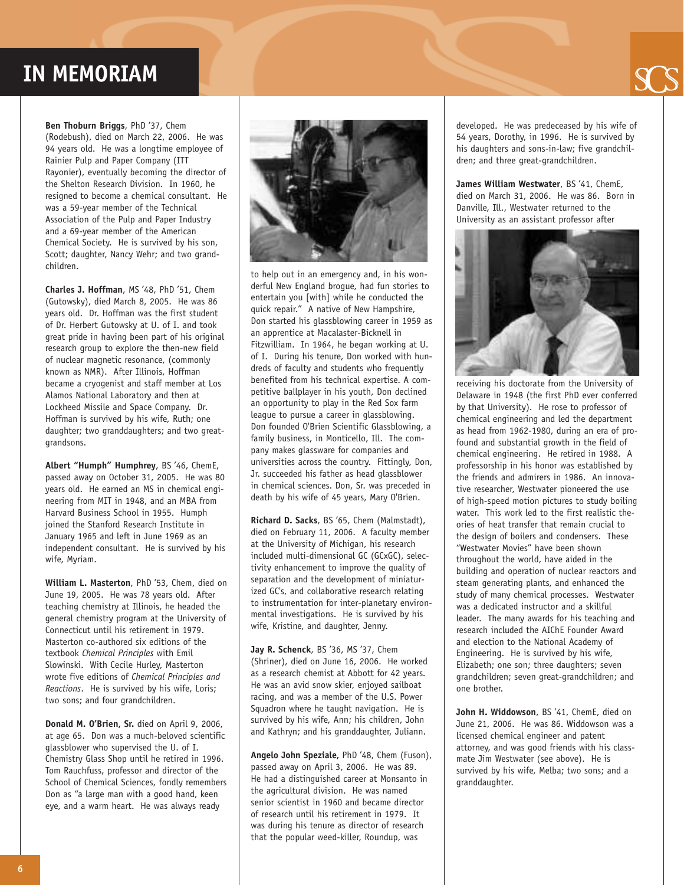# IN MEMORIAM

**Ben Thoburn Briggs**, PhD '37, Chem (Rodebush), died on March 22, 2006. He was 94 years old. He was a longtime employee of Rainier Pulp and Paper Company (ITT Rayonier), eventually becoming the director of the Shelton Research Division. In 1960, he resigned to become a chemical consultant. He was a 59-year member of the Technical Association of the Pulp and Paper Industry and a 69-year member of the American Chemical Society. He is survived by his son, Scott; daughter, Nancy Wehr; and two grandchildren.

**Charles J. Hoffman**, MS '48, PhD '51, Chem (Gutowsky), died March 8, 2005. He was 86 years old. Dr. Hoffman was the first student of Dr. Herbert Gutowsky at U. of I. and took great pride in having been part of his original research group to explore the then-new field of nuclear magnetic resonance, (commonly known as NMR). After Illinois, Hoffman became a cryogenist and staff member at Los Alamos National Laboratory and then at Lockheed Missile and Space Company. Dr. Hoffman is survived by his wife, Ruth; one daughter; two granddaughters; and two great-grandsons.

**Albert "Humph" Humphrey**, BS '46, ChemE, passed away on October 31, 2005. He was 80 years old. He earned an MS in chemical engineering from MIT in 1948, and an MBA from Harvard Business School in 1955. Humph joined the Stanford Research Institute in January 1965 and left in June 1969 as an independent consultant. He is survived by his wife, Myriam.

**William L. Masterton**, PhD '53, Chem, died on June 19, 2005. He was 78 years old. After teaching chemistry at Illinois, he headed the general chemistry program at the University of Connecticut until his retirement in 1979. Masterton co-authored six editions of the textbook *Chemical Principles* with Emil Slowinski. With Cecile Hurley, Masterton wrote five editions of *Chemical Principles and Reactions*. He is survived by his wife, Loris; two sons; and four grandchildren.

**Donald M. O'Brien, Sr.** died on April 9, 2006, at age 65. Don was a much-beloved scientific glassblower who supervised the U. of I. Chemistry Glass Shop until he retired in 1996. Tom Rauchfuss, professor and director of the School of Chemical Sciences, fondly remembers Don as "a large man with a good hand, keen eye, and a warm heart. He was always ready to help out in an emergency and, in his wonderful New England brogue, had fun stories to entertain you [with] while he conducted the quick repair." A native of New Hampshire, Don started his glassblowing career in 1959 as an apprentice at Macalaster-Bicknell in Fitzwilliam. In 1964, he began working at U. of I. During his tenure, Don worked with hundreds of faculty and students who frequently benefited from his technical expertise. A competitive ballplayer in his youth, Don declined an opportunity to play in the Red Sox farm league to pursue a career in glassblowing. Don founded O'Brien Scientific Glassblowing, a family business, in Monticello, Ill. The company makes glassware for companies and universities across the country. Fittingly, Don, Jr. succeeded his father as head glassblower in chemical sciences. Don, Sr. was preceded in death by his wife of 45 years, Mary O'Brien.

**Richard D. Sacks**, BS '65, Chem (Malmstadt), died on February 11, 2006. A faculty member at the University of Michigan, his research included multi-dimensional GC (GCxGC), selectivity enhancement to improve the quality of separation and the development of miniaturized GC's, and collaborative research relating to instrumentation for inter-planetary environmental investigations. He is survived by his wife, Kristine, and daughter, Jenny.

**Jay R. Schenck**, BS '36, MS '37, Chem (Shriner), died on June 16, 2006. He worked as a research chemist at Abbott for 42 years. He was an avid snow skier, enjoyed sailboat racing, and was a member of the U.S. Power Squadron where he taught navigation. He is survived by his wife, Ann; his children, John and Kathryn; and his granddaughter, Juliann.

**Angelo John Speziale,** PhD '48, Chem (Fuson), passed away on April 3, 2006. He was 89. He had a distinguished career at Monsanto in the agricultural division. He was named senior scientist in 1960 and became director of research until his retirement in 1979. It was during his tenure as director of research that the popular weed-killer, Roundup, was developed. He was predeceased by his wife of 54 years, Dorothy, in 1996. He is survived by his daughters and sons-in-law; five grandchildren; and three great-grandchildren.

**James William Westwater**, BS '41, ChemE, died on March 31, 2006. He was 86. Born in Danville, Ill., Westwater returned to the University as an assistant professor after receiving his doctorate from the University of Delaware in 1948 (the first PhD ever conferred by that University). He rose to professor of chemical engineering and led the department as head from 1962-1980, during an era of profound and substantial growth in the field of chemical engineering. He retired in 1988. A professorship in his honor was established by the friends and admirers in 1986. An innovative researcher, Westwater pioneered the use of high-speed motion pictures to study boiling water. This work led to the first realistic theories of heat transfer that remain crucial to the design of boilers and condensers. These "Westwater Movies" have been shown throughout the world, have aided in the building and operation of nuclear reactors and steam generating plants, and enhanced the study of many chemical processes. Westwater was a dedicated instructor and a skillful leader. The many awards for his teaching and research included the AIChE Founder Award and election to the National Academy of Engineering. He is survived by his wife, Elizabeth; one son; three daughters; seven grandchildren; seven great-grandchildren; and one brother.

**John H. Widdowson**, BS '41, ChemE, died on June 21, 2006. He was 86. Widdowson was a licensed chemical engineer and patent attorney, and was good friends with his classmate Jim Westwater (see above). He is survived by his wife, Melba; two sons; and a granddaughter.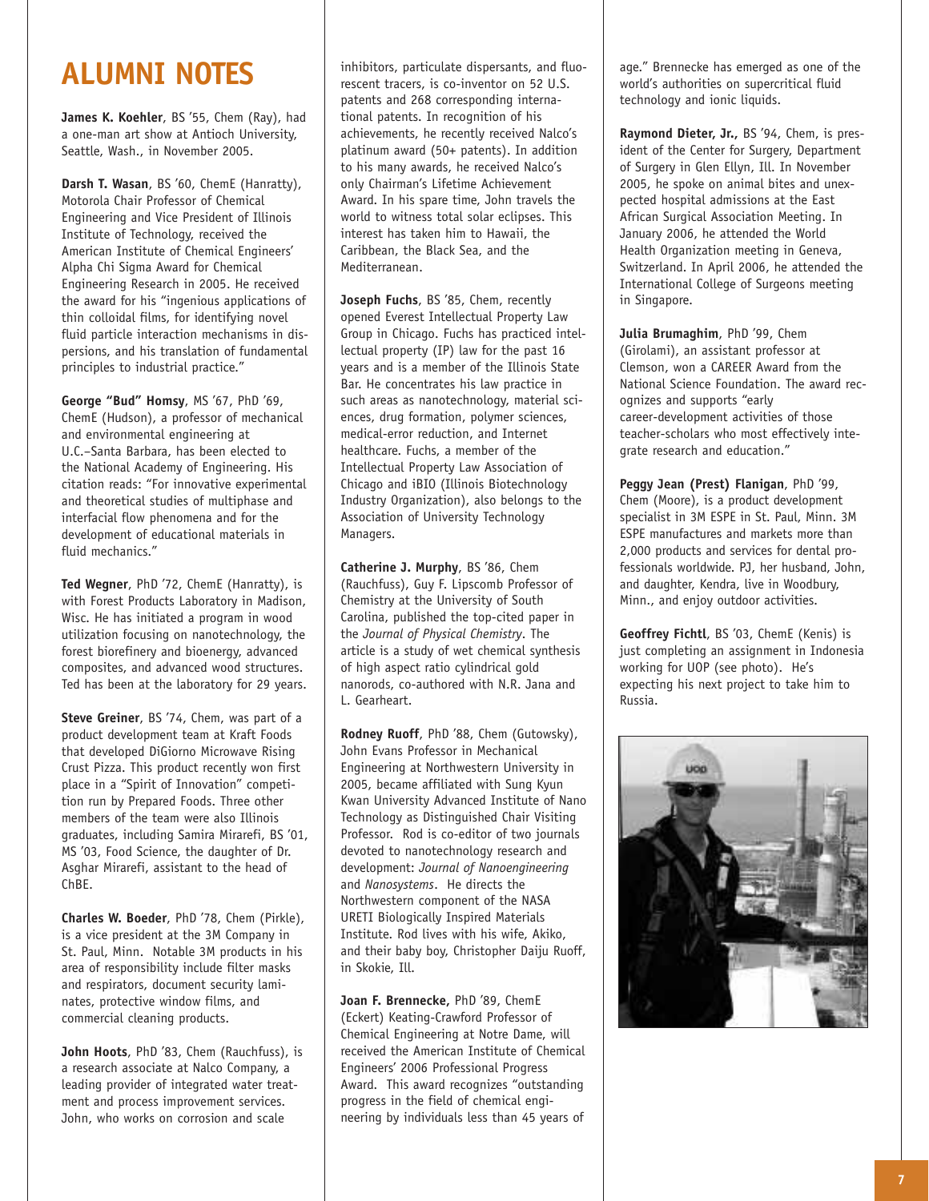# ALUMNI NOTES

**James K. Koehler**, BS '55, Chem (Ray), had a one-man art show at Antioch University, Seattle, Wash., in November 2005.

**Darsh T. Wasan**, BS '60, ChemE (Hanratty), Motorola Chair Professor of Chemical Engineering and Vice President of Illinois Institute of Technology, received the American Institute of Chemical Engineers' Alpha Chi Sigma Award for Chemical Engineering Research in 2005. He received the award for his "ingenious applications of thin colloidal films, for identifying novel fluid particle interaction mechanisms in dispersions, and his translation of fundamental principles to industrial practice."

**George "Bud" Homsy**, MS '67, PhD '69, ChemE (Hudson), a professor of mechanical and environmental engineering at U.C.–Santa Barbara, has been elected to the National Academy of Engineering. His citation reads: "For innovative experimental and theoretical studies of multiphase and interfacial flow phenomena and for the development of educational materials in fluid mechanics."

**Ted Wegner**, PhD '72, ChemE (Hanratty), is with Forest Products Laboratory in Madison, Wisc. He has initiated a program in wood utilization focusing on nanotechnology, the forest biorefinery and bioenergy, advanced composites, and advanced wood structures. Ted has been at the laboratory for 29 years.

**Steve Greiner**, BS '74, Chem, was part of a product development team at Kraft Foods that developed DiGiorno Microwave Rising Crust Pizza. This product recently won first place in a "Spirit of Innovation" competition run by Prepared Foods. Three other members of the team were also Illinois graduates, including Samira Mirarefi, BS '01, MS '03, Food Science, the daughter of Dr. Asghar Mirarefi, assistant to the head of ChBE.

**Charles W. Boeder**, PhD '78, Chem (Pirkle), is a vice president at the 3M Company in St. Paul, Minn. Notable 3M products in his area of responsibility include filter masks and respirators, document security laminates, protective window films, and commercial cleaning products.

**John Hoots**, PhD '83, Chem (Rauchfuss), is a research associate at Nalco Company, a leading provider of integrated water treatment and process improvement services. John, who works on corrosion and scale inhibitors, particulate dispersants, and fluorescent tracers, is co-inventor on 52 U.S. patents and 268 corresponding international patents. In recognition of his achievements, he recently received Nalco's platinum award (50+ patents). In addition to his many awards, he received Nalco's only Chairman's Lifetime Achievement Award. In his spare time, John travels the world to witness total solar eclipses. This interest has taken him to Hawaii, the Caribbean, the Black Sea, and the Mediterranean.

**Joseph Fuchs**, BS '85, Chem, recently opened Everest Intellectual Property Law Group in Chicago. Fuchs has practiced intellectual property (IP) law for the past 16 years and is a member of the Illinois State Bar. He concentrates his law practice in such areas as nanotechnology, material sciences, drug formation, polymer sciences, medical-error reduction, and Internet healthcare. Fuchs, a member of the Intellectual Property Law Association of Chicago and iBIO (Illinois Biotechnology Industry Organization), also belongs to the Association of University Technology Managers.

**Catherine J. Murphy**, BS '86, Chem (Rauchfuss), Guy F. Lipscomb Professor of Chemistry at the University of South Carolina, published the top-cited paper in the *Journal of Physical Chemistry*. The article is a study of wet chemical synthesis of high aspect ratio cylindrical gold nanorods, co-authored with N.R. Jana and L. Gearheart.

**Rodney Ruoff**, PhD '88, Chem (Gutowsky), John Evans Professor in Mechanical Engineering at Northwestern University in 2005, became affiliated with Sung Kyun Kwan University Advanced Institute of Nano Technology as Distinguished Chair Visiting Professor. Rod is co-editor of two journals devoted to nanotechnology research and development: *Journal of Nanoengineering* and *Nanosystems*. He directs the Northwestern component of the NASA URETI Biologically Inspired Materials Institute. Rod lives with his wife, Akiko, and their baby boy, Christopher Daiju Ruoff, in Skokie, Ill.

**Joan F. Brennecke,** PhD '89, ChemE (Eckert) Keating-Crawford Professor of Chemical Engineering at Notre Dame, will received the American Institute of Chemical Engineers' 2006 Professional Progress Award. This award recognizes "outstanding progress in the field of chemical engineering by individuals less than 45 years of age." Brennecke has emerged as one of the world's authorities on supercritical fluid technology and ionic liquids.

**Raymond Dieter, Jr.,** BS '94, Chem, is president of the Center for Surgery, Department of Surgery in Glen Ellyn, Ill. In November 2005, he spoke on animal bites and unexpected hospital admissions at the East African Surgical Association Meeting. In January 2006, he attended the World Health Organization meeting in Geneva, Switzerland. In April 2006, he attended the International College of Surgeons meeting in Singapore.

**Julia Brumaghim**, PhD '99, Chem (Girolami), an assistant professor at Clemson, won a CAREER Award from the National Science Foundation. The award recognizes and supports "early career-development activities of those teacher-scholars who most effectively integrate research and education."

**Peggy Jean (Prest) Flanigan**, PhD '99, Chem (Moore), is a product development specialist in 3M ESPE in St. Paul, Minn. 3M ESPE manufactures and markets more than 2,000 products and services for dental professionals worldwide. PJ, her husband, John, and daughter, Kendra, live in Woodbury, Minn., and enjoy outdoor activities.

**Geoffrey Fichtl**, BS '03, ChemE (Kenis) is just completing an assignment in Indonesia working for UOP (see photo). He's expecting his next project to take him to Russia.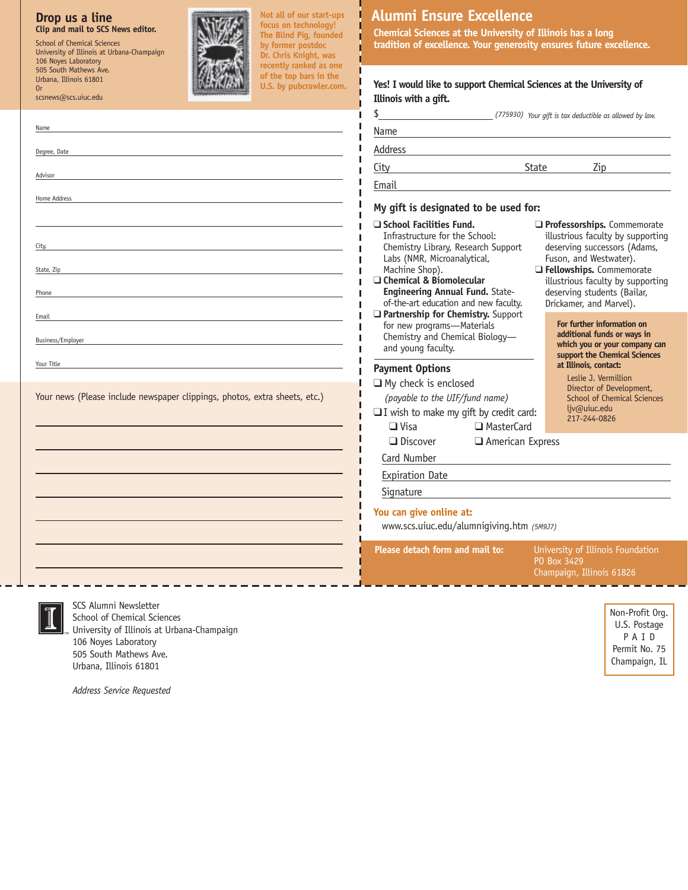## Drop us a line

**Clip and mail to SCS News editor.**

School of Chemical Sciences
University of Illinois at Urbana-Champaign
106 Noyes Laboratory
505 South Mathews Ave.
Urbana, Illinois 61801
Or
scsnews@scs.uiuc.edu

**Not all of our start-ups focus on technology! The Blind Pig, founded by former postdoc Dr. Chris Knight, was recently ranked as one of the top bars in the U.S. by pubcrawler.com.**

Name

Degree, Date

Advisor

Home Address

City

State, Zip

Phone

Email

Business/Employer

Your Title

Your news (Please include newspaper clippings, photos, extra sheets, etc.)

## Alumni Ensure Excellence

**Chemical Sciences at the University of Illinois has a long tradition of excellence. Your generosity ensures future excellence.**

**Yes! I would like to support Chemical Sciences at the University of Illinois with a gift.**

$ ____________ *(775930) Your gift is tax deductible as allowed by law.*

Name

Address

City State Zip

Email

### My gift is designated to be used for:

- ❑ **School Facilities Fund.** Infrastructure for the School: Chemistry Library, Research Support Labs (NMR, Microanalytical, Machine Shop).
- ❑ **Chemical & Biomolecular Engineering Annual Fund.** State-of-the-art education and new faculty.
- ❑ **Partnership for Chemistry.** Support for new programs—Materials Chemistry and Chemical Biology—and young faculty.
- ❑ **Professorships.** Commemorate illustrious faculty by supporting deserving successors (Adams, Fuson, and Westwater).
- ❑ **Fellowships.** Commemorate illustrious faculty by supporting deserving students (Bailar, Drickamer, and Marvel).

**For further information on additional funds or ways in which you or your company can support the Chemical Sciences at Illinois, contact:**

Leslie J. Vermillion
Director of Development,
School of Chemical Sciences
ljv@uiuc.edu
217-244-0826

### Payment Options

❑ My check is enclosed
*(payable to the UIF/fund name)*

❑ I wish to make my gift by credit card:

❑ Visa ❑ MasterCard
❑ Discover ❑ American Express

Card Number

Expiration Date

Signature

**You can give online at:**
www.scs.uiuc.edu/alumnigiving.htm *(5M9J7)*

**Please detach form and mail to:**
University of Illinois Foundation
PO Box 3429
Champaign, Illinois 61826

SCS Alumni Newsletter
School of Chemical Sciences
University of Illinois at Urbana-Champaign
106 Noyes Laboratory
505 South Mathews Ave.
Urbana, Illinois 61801

*Address Service Requested*

Non-Profit Org.
U.S. Postage
P A I D
Permit No. 75
Champaign, IL